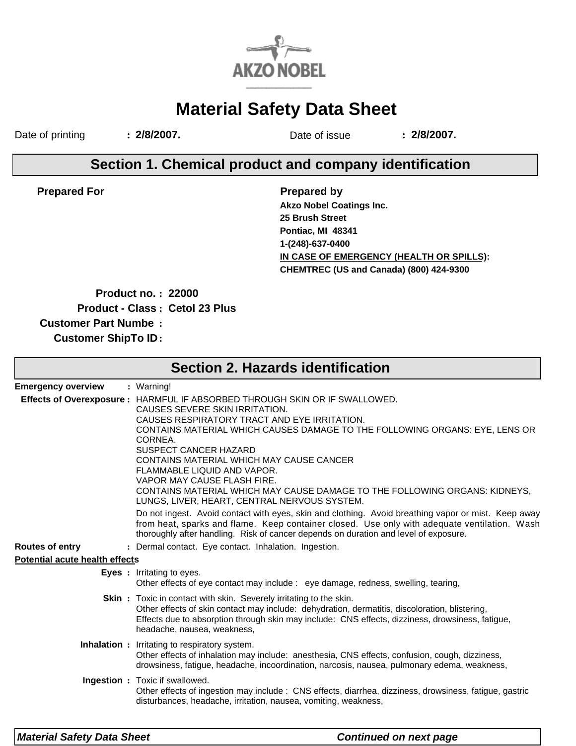AKZO NOBEL

# Material Safety Data Sheet

Date of printing : **2/8/2007.** Date of issue : **2/8/2007.**

## Section 1. Chemical product and company identification

**Prepared For**

**Prepared by**
**Akzo Nobel Coatings Inc.**
**25 Brush Street**
**Pontiac, MI 48341**
**1-(248)-637-0400**
**IN CASE OF EMERGENCY (HEALTH OR SPILLS):**
**CHEMTREC (US and Canada) (800) 424-9300**

**Product no. :** **22000**
**Product - Class :** **Cetol 23 Plus**
**Customer Part Numbe :**
**Customer ShipTo ID :**

## Section 2. Hazards identification

**Emergency overview** : Warning!

**Effects of Overexposure :** HARMFUL IF ABSORBED THROUGH SKIN OR IF SWALLOWED.
CAUSES SEVERE SKIN IRRITATION.
CAUSES RESPIRATORY TRACT AND EYE IRRITATION.
CONTAINS MATERIAL WHICH CAUSES DAMAGE TO THE FOLLOWING ORGANS: EYE, LENS OR CORNEA.
SUSPECT CANCER HAZARD
CONTAINS MATERIAL WHICH MAY CAUSE CANCER
FLAMMABLE LIQUID AND VAPOR.
VAPOR MAY CAUSE FLASH FIRE.
CONTAINS MATERIAL WHICH MAY CAUSE DAMAGE TO THE FOLLOWING ORGANS: KIDNEYS, LUNGS, LIVER, HEART, CENTRAL NERVOUS SYSTEM.

Do not ingest. Avoid contact with eyes, skin and clothing. Avoid breathing vapor or mist. Keep away from heat, sparks and flame. Keep container closed. Use only with adequate ventilation. Wash thoroughly after handling. Risk of cancer depends on duration and level of exposure.

**Routes of entry** : Dermal contact. Eye contact. Inhalation. Ingestion.

**Potential acute health effects**

**Eyes :** Irritating to eyes.
Other effects of eye contact may include : eye damage, redness, swelling, tearing,

**Skin :** Toxic in contact with skin. Severely irritating to the skin.
Other effects of skin contact may include: dehydration, dermatitis, discoloration, blistering,
Effects due to absorption through skin may include: CNS effects, dizziness, drowsiness, fatigue, headache, nausea, weakness,

**Inhalation :** Irritating to respiratory system.
Other effects of inhalation may include: anesthesia, CNS effects, confusion, cough, dizziness, drowsiness, fatigue, headache, incoordination, narcosis, nausea, pulmonary edema, weakness,

**Ingestion :** Toxic if swallowed.
Other effects of ingestion may include : CNS effects, diarrhea, dizziness, drowsiness, fatigue, gastric disturbances, headache, irritation, nausea, vomiting, weakness,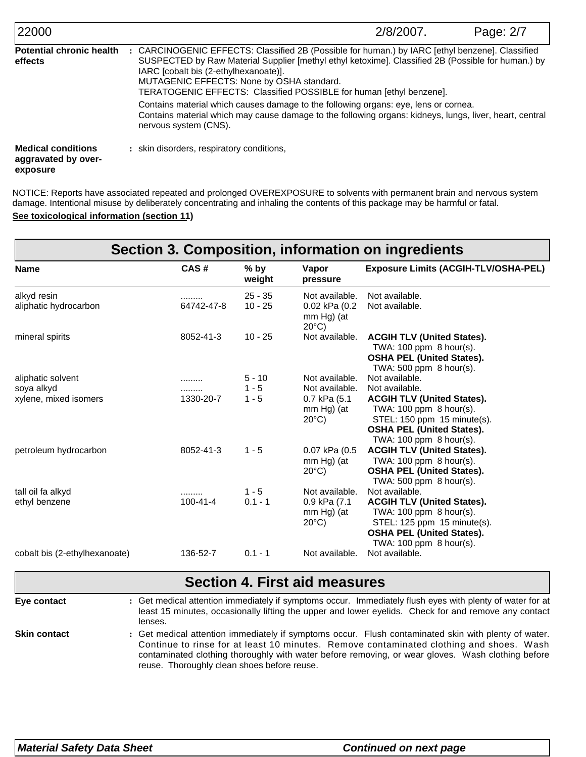**Potential chronic health effects** : CARCINOGENIC EFFECTS: Classified 2B (Possible for human.) by IARC [ethyl benzene]. Classified SUSPECTED by Raw Material Supplier [methyl ethyl ketoxime]. Classified 2B (Possible for human.) by IARC [cobalt bis (2-ethylhexanoate)].
MUTAGENIC EFFECTS: None by OSHA standard.
TERATOGENIC EFFECTS: Classified POSSIBLE for human [ethyl benzene].

Contains material which causes damage to the following organs: eye, lens or cornea.
Contains material which may cause damage to the following organs: kidneys, lungs, liver, heart, central nervous system (CNS).

**Medical conditions aggravated by over-exposure** : skin disorders, respiratory conditions,

NOTICE: Reports have associated repeated and prolonged OVEREXPOSURE to solvents with permanent brain and nervous system damage. Intentional misuse by deliberately concentrating and inhaling the contents of this package may be harmful or fatal.

**See toxicological information (section 11)**

## Section 3. Composition, information on ingredients

| Name | CAS # | % by weight | Vapor pressure | Exposure Limits (ACGIH-TLV/OSHA-PEL) |
|---|---|---|---|---|
| alkyd resin | ......... | 25 - 35 | Not available. | Not available. |
| aliphatic hydrocarbon | 64742-47-8 | 10 - 25 | 0.02 kPa (0.2 mm Hg) (at 20°C) | Not available. |
| mineral spirits | 8052-41-3 | 10 - 25 | Not available. | **ACGIH TLV (United States).** TWA: 100 ppm 8 hour(s). **OSHA PEL (United States).** TWA: 500 ppm 8 hour(s). |
| aliphatic solvent | ......... | 5 - 10 | Not available. | Not available. |
| soya alkyd | ......... | 1 - 5 | Not available. | Not available. |
| xylene, mixed isomers | 1330-20-7 | 1 - 5 | 0.7 kPa (5.1 mm Hg) (at 20°C) | **ACGIH TLV (United States).** TWA: 100 ppm 8 hour(s). STEL: 150 ppm 15 minute(s). **OSHA PEL (United States).** TWA: 100 ppm 8 hour(s). |
| petroleum hydrocarbon | 8052-41-3 | 1 - 5 | 0.07 kPa (0.5 mm Hg) (at 20°C) | **ACGIH TLV (United States).** TWA: 100 ppm 8 hour(s). **OSHA PEL (United States).** TWA: 500 ppm 8 hour(s). |
| tall oil fa alkyd | ......... | 1 - 5 | Not available. | Not available. |
| ethyl benzene | 100-41-4 | 0.1 - 1 | 0.9 kPa (7.1 mm Hg) (at 20°C) | **ACGIH TLV (United States).** TWA: 100 ppm 8 hour(s). STEL: 125 ppm 15 minute(s). **OSHA PEL (United States).** TWA: 100 ppm 8 hour(s). |
| cobalt bis (2-ethylhexanoate) | 136-52-7 | 0.1 - 1 | Not available. | Not available. |

## Section 4. First aid measures

**Eye contact** : Get medical attention immediately if symptoms occur. Immediately flush eyes with plenty of water for at least 15 minutes, occasionally lifting the upper and lower eyelids. Check for and remove any contact lenses.

**Skin contact** : Get medical attention immediately if symptoms occur. Flush contaminated skin with plenty of water. Continue to rinse for at least 10 minutes. Remove contaminated clothing and shoes. Wash contaminated clothing thoroughly with water before removing, or wear gloves. Wash clothing before reuse. Thoroughly clean shoes before reuse.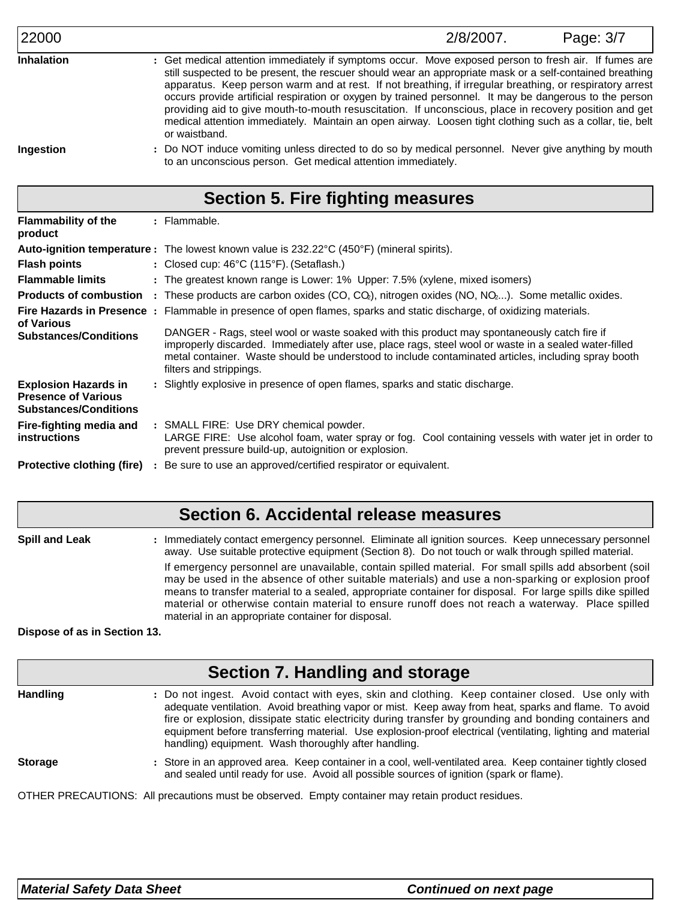**Inhalation** : Get medical attention immediately if symptoms occur. Move exposed person to fresh air. If fumes are still suspected to be present, the rescuer should wear an appropriate mask or a self-contained breathing apparatus. Keep person warm and at rest. If not breathing, if irregular breathing, or respiratory arrest occurs provide artificial respiration or oxygen by trained personnel. It may be dangerous to the person providing aid to give mouth-to-mouth resuscitation. If unconscious, place in recovery position and get medical attention immediately. Maintain an open airway. Loosen tight clothing such as a collar, tie, belt or waistband.

**Ingestion** : Do NOT induce vomiting unless directed to do so by medical personnel. Never give anything by mouth to an unconscious person. Get medical attention immediately.

## Section 5. Fire fighting measures

**Flammability of the product** : Flammable.

**Auto-ignition temperature** : The lowest known value is 232.22°C (450°F) (mineral spirits).

**Flash points** : Closed cup: 46°C (115°F). (Setaflash.)

**Flammable limits** : The greatest known range is Lower: 1% Upper: 7.5% (xylene, mixed isomers)

**Products of combustion** : These products are carbon oxides (CO, $CO_2$), nitrogen oxides (NO, $NO_2$...). Some metallic oxides.

**Fire Hazards in Presence of Various Substances/Conditions** : Flammable in presence of open flames, sparks and static discharge, of oxidizing materials.

DANGER - Rags, steel wool or waste soaked with this product may spontaneously catch fire if improperly discarded. Immediately after use, place rags, steel wool or waste in a sealed water-filled metal container. Waste should be understood to include contaminated articles, including spray booth filters and strippings.

**Explosion Hazards in Presence of Various Substances/Conditions** : Slightly explosive in presence of open flames, sparks and static discharge.

**Fire-fighting media and instructions** : SMALL FIRE: Use DRY chemical powder.
LARGE FIRE: Use alcohol foam, water spray or fog. Cool containing vessels with water jet in order to prevent pressure build-up, autoignition or explosion.

**Protective clothing (fire)** : Be sure to use an approved/certified respirator or equivalent.

## Section 6. Accidental release measures

**Spill and Leak** : Immediately contact emergency personnel. Eliminate all ignition sources. Keep unnecessary personnel away. Use suitable protective equipment (Section 8). Do not touch or walk through spilled material.

If emergency personnel are unavailable, contain spilled material. For small spills add absorbent (soil may be used in the absence of other suitable materials) and use a non-sparking or explosion proof means to transfer material to a sealed, appropriate container for disposal. For large spills dike spilled material or otherwise contain material to ensure runoff does not reach a waterway. Place spilled material in an appropriate container for disposal.

**Dispose of as in Section 13.**

## Section 7. Handling and storage

**Handling** : Do not ingest. Avoid contact with eyes, skin and clothing. Keep container closed. Use only with adequate ventilation. Avoid breathing vapor or mist. Keep away from heat, sparks and flame. To avoid fire or explosion, dissipate static electricity during transfer by grounding and bonding containers and equipment before transferring material. Use explosion-proof electrical (ventilating, lighting and material handling) equipment. Wash thoroughly after handling.

**Storage** : Store in an approved area. Keep container in a cool, well-ventilated area. Keep container tightly closed and sealed until ready for use. Avoid all possible sources of ignition (spark or flame).

OTHER PRECAUTIONS: All precautions must be observed. Empty container may retain product residues.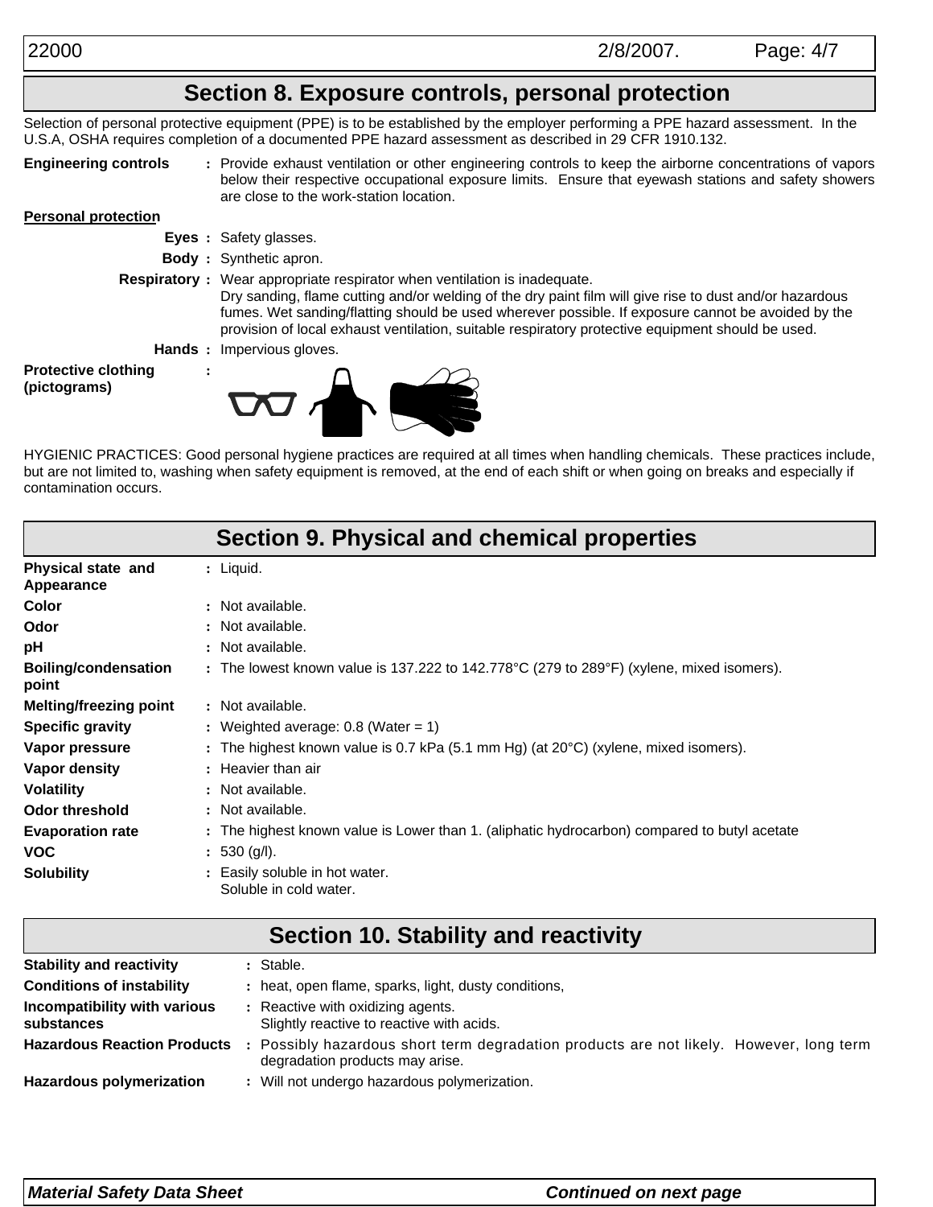## Section 8. Exposure controls, personal protection

Selection of personal protective equipment (PPE) is to be established by the employer performing a PPE hazard assessment. In the U.S.A, OSHA requires completion of a documented PPE hazard assessment as described in 29 CFR 1910.132.

**Engineering controls** : Provide exhaust ventilation or other engineering controls to keep the airborne concentrations of vapors below their respective occupational exposure limits. Ensure that eyewash stations and safety showers are close to the work-station location.

**Personal protection**

**Eyes** : Safety glasses.

**Body** : Synthetic apron.

**Respiratory** : Wear appropriate respirator when ventilation is inadequate.
Dry sanding, flame cutting and/or welding of the dry paint film will give rise to dust and/or hazardous fumes. Wet sanding/flatting should be used wherever possible. If exposure cannot be avoided by the provision of local exhaust ventilation, suitable respiratory protective equipment should be used.

**Hands** : Impervious gloves.

**Protective clothing (pictograms)** :

HYGIENIC PRACTICES: Good personal hygiene practices are required at all times when handling chemicals. These practices include, but are not limited to, washing when safety equipment is removed, at the end of each shift or when going on breaks and especially if contamination occurs.

## Section 9. Physical and chemical properties

| | |
|---|---|
| **Physical state and Appearance** | Liquid. |
| **Color** | Not available. |
| **Odor** | Not available. |
| **pH** | Not available. |
| **Boiling/condensation point** | The lowest known value is 137.222 to 142.778°C (279 to 289°F) (xylene, mixed isomers). |
| **Melting/freezing point** | Not available. |
| **Specific gravity** | Weighted average: 0.8 (Water = 1) |
| **Vapor pressure** | The highest known value is 0.7 kPa (5.1 mm Hg) (at 20°C) (xylene, mixed isomers). |
| **Vapor density** | Heavier than air |
| **Volatility** | Not available. |
| **Odor threshold** | Not available. |
| **Evaporation rate** | The highest known value is Lower than 1. (aliphatic hydrocarbon) compared to butyl acetate |
| **VOC** | 530 (g/l). |
| **Solubility** | Easily soluble in hot water.<br>Soluble in cold water. |

## Section 10. Stability and reactivity

| | |
|---|---|
| **Stability and reactivity** | Stable. |
| **Conditions of instability** | heat, open flame, sparks, light, dusty conditions, |
| **Incompatibility with various substances** | Reactive with oxidizing agents.<br>Slightly reactive to reactive with acids. |
| **Hazardous Reaction Products** | Possibly hazardous short term degradation products are not likely. However, long term degradation products may arise. |
| **Hazardous polymerization** | Will not undergo hazardous polymerization. |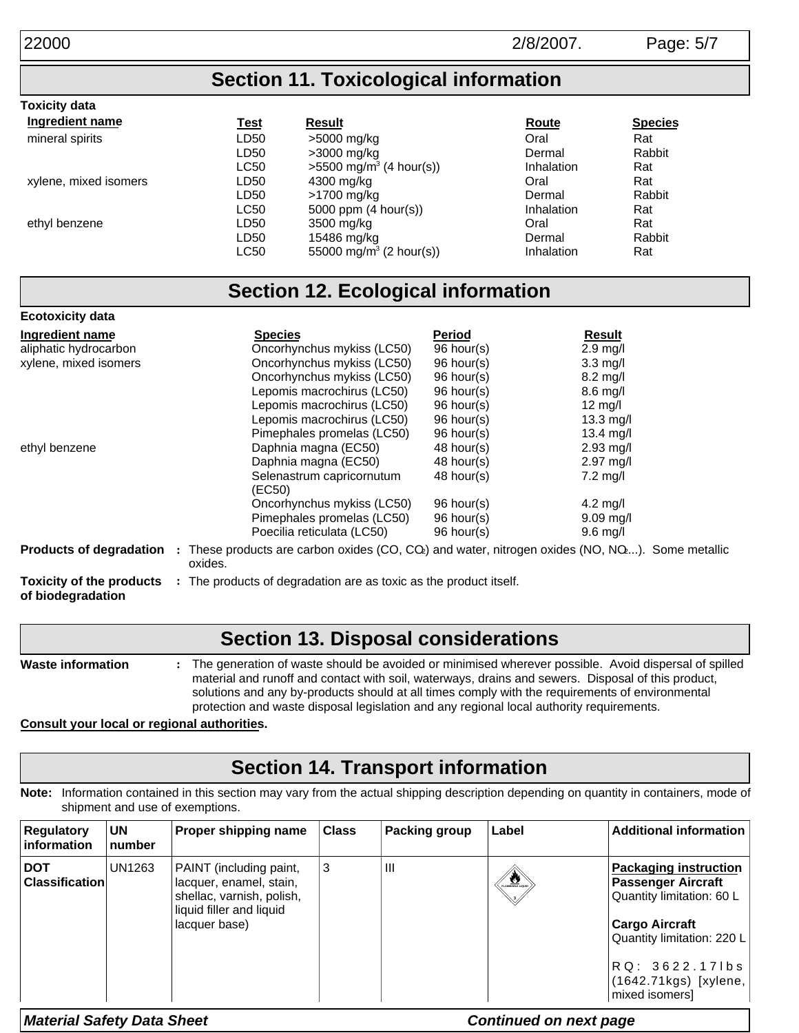## Section 11. Toxicological information

**Toxicity data**

| Ingredient name | Test | Result | Route | Species |
|---|---|---|---|---|
| mineral spirits | LD50 | >5000 mg/kg | Oral | Rat |
| | LD50 | >3000 mg/kg | Dermal | Rabbit |
| | LC50 | >5500 mg/$m^3$ (4 hour(s)) | Inhalation | Rat |
| xylene, mixed isomers | LD50 | 4300 mg/kg | Oral | Rat |
| | LD50 | >1700 mg/kg | Dermal | Rabbit |
| | LC50 | 5000 ppm (4 hour(s)) | Inhalation | Rat |
| ethyl benzene | LD50 | 3500 mg/kg | Oral | Rat |
| | LD50 | 15486 mg/kg | Dermal | Rabbit |
| | LC50 | 55000 mg/$m^3$ (2 hour(s)) | Inhalation | Rat |

## Section 12. Ecological information

**Ecotoxicity data**

| Ingredient name | Species | Period | Result |
|---|---|---|---|
| aliphatic hydrocarbon | Oncorhynchus mykiss (LC50) | 96 hour(s) | 2.9 mg/l |
| xylene, mixed isomers | Oncorhynchus mykiss (LC50) | 96 hour(s) | 3.3 mg/l |
| | Oncorhynchus mykiss (LC50) | 96 hour(s) | 8.2 mg/l |
| | Lepomis macrochirus (LC50) | 96 hour(s) | 8.6 mg/l |
| | Lepomis macrochirus (LC50) | 96 hour(s) | 12 mg/l |
| | Lepomis macrochirus (LC50) | 96 hour(s) | 13.3 mg/l |
| | Pimephales promelas (LC50) | 96 hour(s) | 13.4 mg/l |
| ethyl benzene | Daphnia magna (EC50) | 48 hour(s) | 2.93 mg/l |
| | Daphnia magna (EC50) | 48 hour(s) | 2.97 mg/l |
| | Selenastrum capricornutum (EC50) | 48 hour(s) | 7.2 mg/l |
| | Oncorhynchus mykiss (LC50) | 96 hour(s) | 4.2 mg/l |
| | Pimephales promelas (LC50) | 96 hour(s) | 9.09 mg/l |
| | Poecilia reticulata (LC50) | 96 hour(s) | 9.6 mg/l |

**Products of degradation** : These products are carbon oxides (CO, $CO_2$) and water, nitrogen oxides (NO, $NO_2$...). Some metallic oxides.

**Toxicity of the products of biodegradation** : The products of degradation are as toxic as the product itself.

## Section 13. Disposal considerations

**Waste information** : The generation of waste should be avoided or minimised wherever possible. Avoid dispersal of spilled material and runoff and contact with soil, waterways, drains and sewers. Disposal of this product, solutions and any by-products should at all times comply with the requirements of environmental protection and waste disposal legislation and any regional local authority requirements.

**Consult your local or regional authorities.**

## Section 14. Transport information

**Note:** Information contained in this section may vary from the actual shipping description depending on quantity in containers, mode of shipment and use of exemptions.

| Regulatory information | UN number | Proper shipping name | Class | Packing group | Label | Additional information |
|---|---|---|---|---|---|---|
| **DOT Classification** | UN1263 | PAINT (including paint, lacquer, enamel, stain, shellac, varnish, polish, liquid filler and liquid lacquer base) | 3 | III | FLAMMABLE LIQUID 3 | **Packaging instruction** **Passenger Aircraft** Quantity limitation: 60 L **Cargo Aircraft** Quantity limitation: 220 L RQ: 3622.17lbs (1642.71kgs) [xylene, mixed isomers] |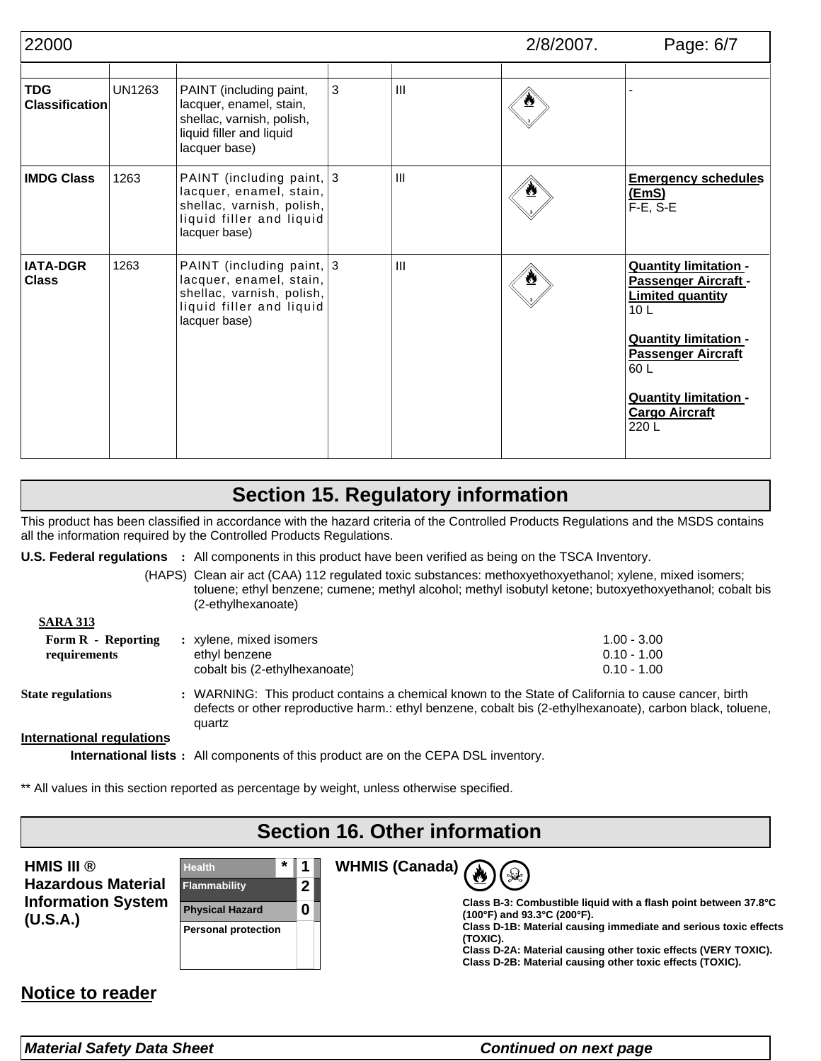| | | | | | | |
|---|---|---|---|---|---|---|
| **TDG Classification** | UN1263 | PAINT (including paint, lacquer, enamel, stain, shellac, varnish, polish, liquid filler and liquid lacquer base) | 3 | III | | - |
| **IMDG Class** | 1263 | PAINT (including paint, lacquer, enamel, stain, shellac, varnish, polish, liquid filler and liquid lacquer base) | 3 | III | | **Emergency schedules (EmS)** F-E, S-E |
| **IATA-DGR Class** | 1263 | PAINT (including paint, lacquer, enamel, stain, shellac, varnish, polish, liquid filler and liquid lacquer base) | 3 | III | | **Quantity limitation - Passenger Aircraft - Limited quantity** 10 L<br><br>**Quantity limitation - Passenger Aircraft** 60 L<br><br>**Quantity limitation - Cargo Aircraft** 220 L |

## Section 15. Regulatory information

This product has been classified in accordance with the hazard criteria of the Controlled Products Regulations and the MSDS contains all the information required by the Controlled Products Regulations.

**U.S. Federal regulations** : All components in this product have been verified as being on the TSCA Inventory.

(HAPS) Clean air act (CAA) 112 regulated toxic substances: methoxyethoxyethanol; xylene, mixed isomers; toluene; ethyl benzene; cumene; methyl alcohol; methyl isobutyl ketone; butoxyethoxyethanol; cobalt bis (2-ethylhexanoate)

**SARA 313**

**Form R - Reporting requirements** :

| | |
|---|---|
| xylene, mixed isomers | 1.00 - 3.00 |
| ethyl benzene | 0.10 - 1.00 |
| cobalt bis (2-ethylhexanoate) | 0.10 - 1.00 |

**State regulations** : WARNING: This product contains a chemical known to the State of California to cause cancer, birth defects or other reproductive harm.: ethyl benzene, cobalt bis (2-ethylhexanoate), carbon black, toluene, quartz

**International regulations**

**International lists** : All components of this product are on the CEPA DSL inventory.

** All values in this section reported as percentage by weight, unless otherwise specified.

## Section 16. Other information

**HMIS III ® Hazardous Material Information System (U.S.A.)**

| | | |
|---|---|---|
| Health | * | 1 |
| Flammability | | 2 |
| Physical Hazard | | 0 |
| Personal protection | | |

**WHMIS (Canada)**

**Class B-3: Combustible liquid with a flash point between 37.8°C (100°F) and 93.3°C (200°F).**
**Class D-1B: Material causing immediate and serious toxic effects (TOXIC).**
**Class D-2A: Material causing other toxic effects (VERY TOXIC).**
**Class D-2B: Material causing other toxic effects (TOXIC).**

## Notice to reader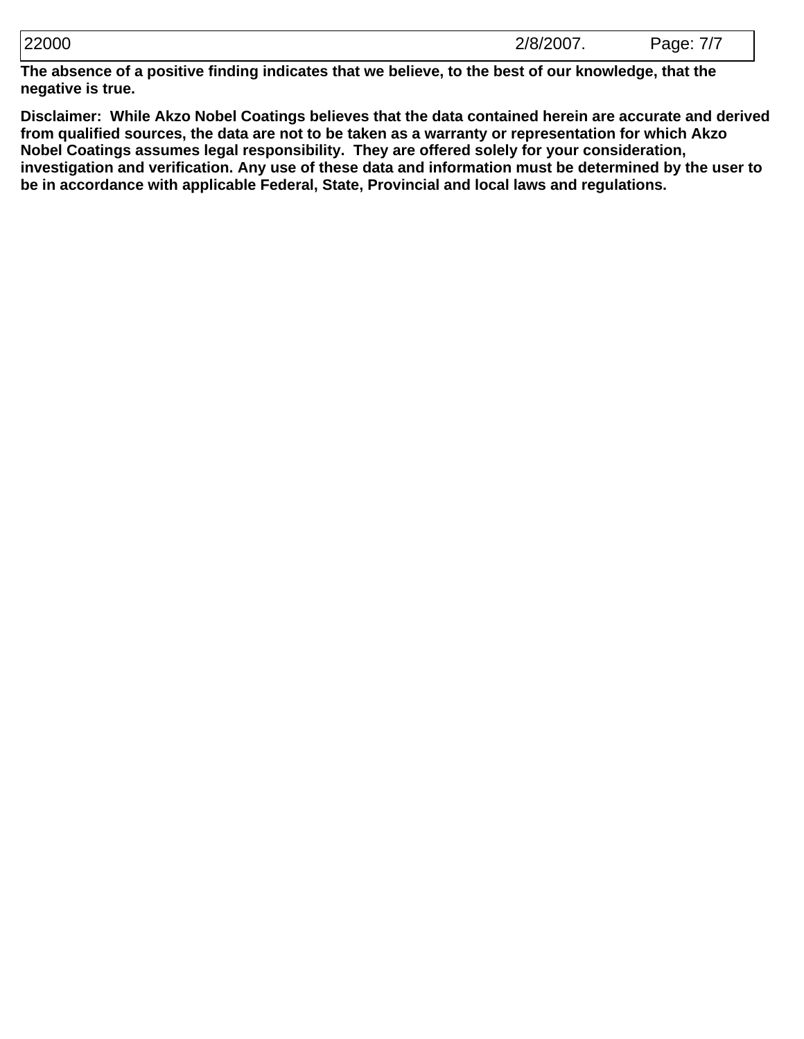**The absence of a positive finding indicates that we believe, to the best of our knowledge, that the negative is true.**

**Disclaimer: While Akzo Nobel Coatings believes that the data contained herein are accurate and derived from qualified sources, the data are not to be taken as a warranty or representation for which Akzo Nobel Coatings assumes legal responsibility. They are offered solely for your consideration, investigation and verification. Any use of these data and information must be determined by the user to be in accordance with applicable Federal, State, Provincial and local laws and regulations.**